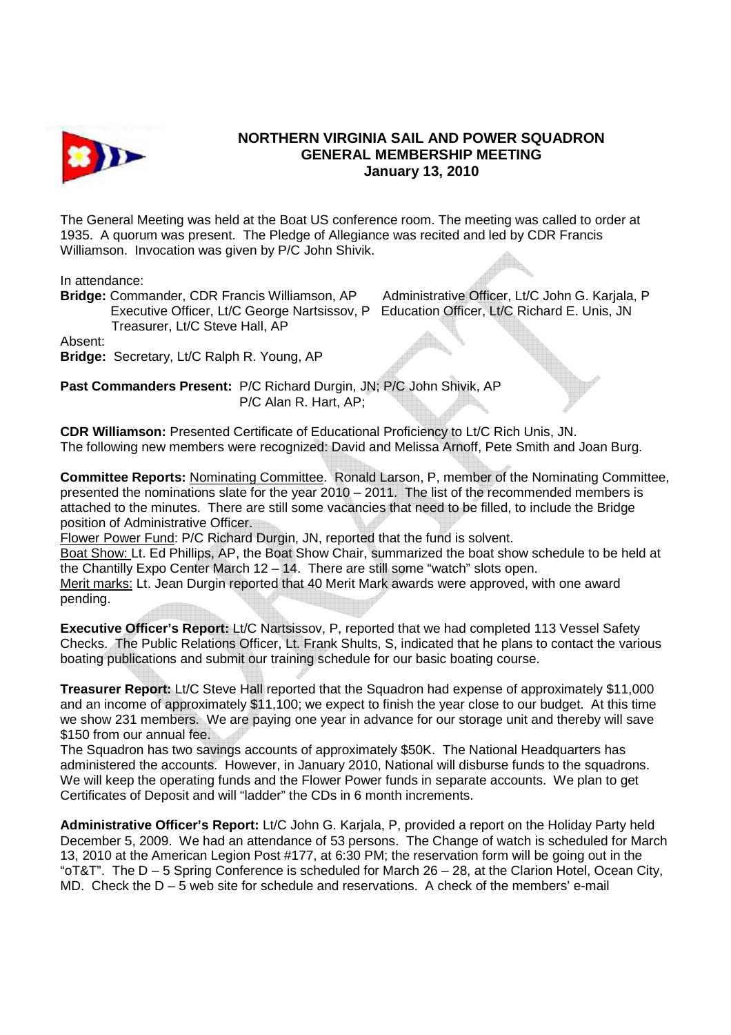# NORTHERN VIRGINIA SAIL AND POWER SQUADRON
## GENERAL MEMBERSHIP MEETING
### January 13, 2010

The General Meeting was held at the Boat US conference room. The meeting was called to order at 1935. A quorum was present. The Pledge of Allegiance was recited and led by CDR Francis Williamson. Invocation was given by P/C John Shivik.

In attendance:

**Bridge:** Commander, CDR Francis Williamson, AP    Administrative Officer, Lt/C John G. Karjala, P
Executive Officer, Lt/C George Nartsissov, P   Education Officer, Lt/C Richard E. Unis, JN
Treasurer, Lt/C Steve Hall, AP

Absent:

**Bridge:** Secretary, Lt/C Ralph R. Young, AP

**Past Commanders Present:** P/C Richard Durgin, JN; P/C John Shivik, AP
P/C Alan R. Hart, AP;

**CDR Williamson:** Presented Certificate of Educational Proficiency to Lt/C Rich Unis, JN.
The following new members were recognized: David and Melissa Arnoff, Pete Smith and Joan Burg.

**Committee Reports:** Nominating Committee. Ronald Larson, P, member of the Nominating Committee, presented the nominations slate for the year 2010 – 2011. The list of the recommended members is attached to the minutes. There are still some vacancies that need to be filled, to include the Bridge position of Administrative Officer.

Flower Power Fund: P/C Richard Durgin, JN, reported that the fund is solvent.

Boat Show: Lt. Ed Phillips, AP, the Boat Show Chair, summarized the boat show schedule to be held at the Chantilly Expo Center March 12 – 14. There are still some "watch" slots open.

Merit marks: Lt. Jean Durgin reported that 40 Merit Mark awards were approved, with one award pending.

**Executive Officer's Report:** Lt/C Nartsissov, P, reported that we had completed 113 Vessel Safety Checks. The Public Relations Officer, Lt. Frank Shults, S, indicated that he plans to contact the various boating publications and submit our training schedule for our basic boating course.

**Treasurer Report:** Lt/C Steve Hall reported that the Squadron had expense of approximately $11,000 and an income of approximately $11,100; we expect to finish the year close to our budget. At this time we show 231 members. We are paying one year in advance for our storage unit and thereby will save $150 from our annual fee.

The Squadron has two savings accounts of approximately $50K. The National Headquarters has administered the accounts. However, in January 2010, National will disburse funds to the squadrons. We will keep the operating funds and the Flower Power funds in separate accounts. We plan to get Certificates of Deposit and will "ladder" the CDs in 6 month increments.

**Administrative Officer's Report:** Lt/C John G. Karjala, P, provided a report on the Holiday Party held December 5, 2009. We had an attendance of 53 persons. The Change of watch is scheduled for March 13, 2010 at the American Legion Post #177, at 6:30 PM; the reservation form will be going out in the "oT&T". The D – 5 Spring Conference is scheduled for March 26 – 28, at the Clarion Hotel, Ocean City, MD. Check the D – 5 web site for schedule and reservations. A check of the members' e-mail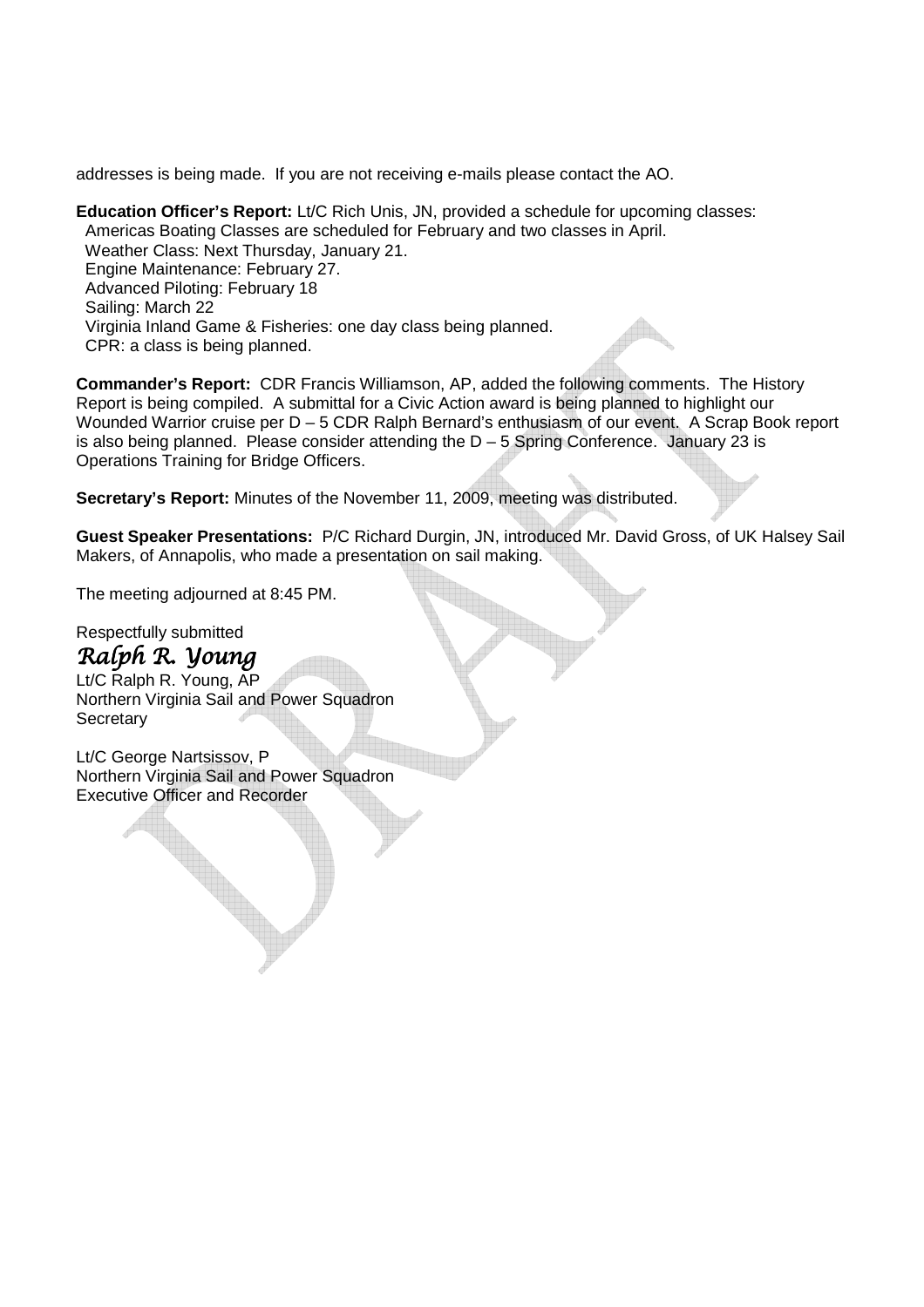addresses is being made. If you are not receiving e-mails please contact the AO.

**Education Officer's Report:** Lt/C Rich Unis, JN, provided a schedule for upcoming classes:

- Americas Boating Classes are scheduled for February and two classes in April.
- Weather Class: Next Thursday, January 21.
- Engine Maintenance: February 27.
- Advanced Piloting: February 18
- Sailing: March 22
- Virginia Inland Game & Fisheries: one day class being planned.
- CPR: a class is being planned.

**Commander's Report:** CDR Francis Williamson, AP, added the following comments. The History Report is being compiled. A submittal for a Civic Action award is being planned to highlight our Wounded Warrior cruise per D – 5 CDR Ralph Bernard's enthusiasm of our event. A Scrap Book report is also being planned. Please consider attending the D – 5 Spring Conference. January 23 is Operations Training for Bridge Officers.

**Secretary's Report:** Minutes of the November 11, 2009, meeting was distributed.

**Guest Speaker Presentations:** P/C Richard Durgin, JN, introduced Mr. David Gross, of UK Halsey Sail Makers, of Annapolis, who made a presentation on sail making.

The meeting adjourned at 8:45 PM.

Respectfully submitted

*Ralph R. Young*

Lt/C Ralph R. Young, AP
Northern Virginia Sail and Power Squadron
Secretary

Lt/C George Nartsissov, P
Northern Virginia Sail and Power Squadron
Executive Officer and Recorder

DRAFT